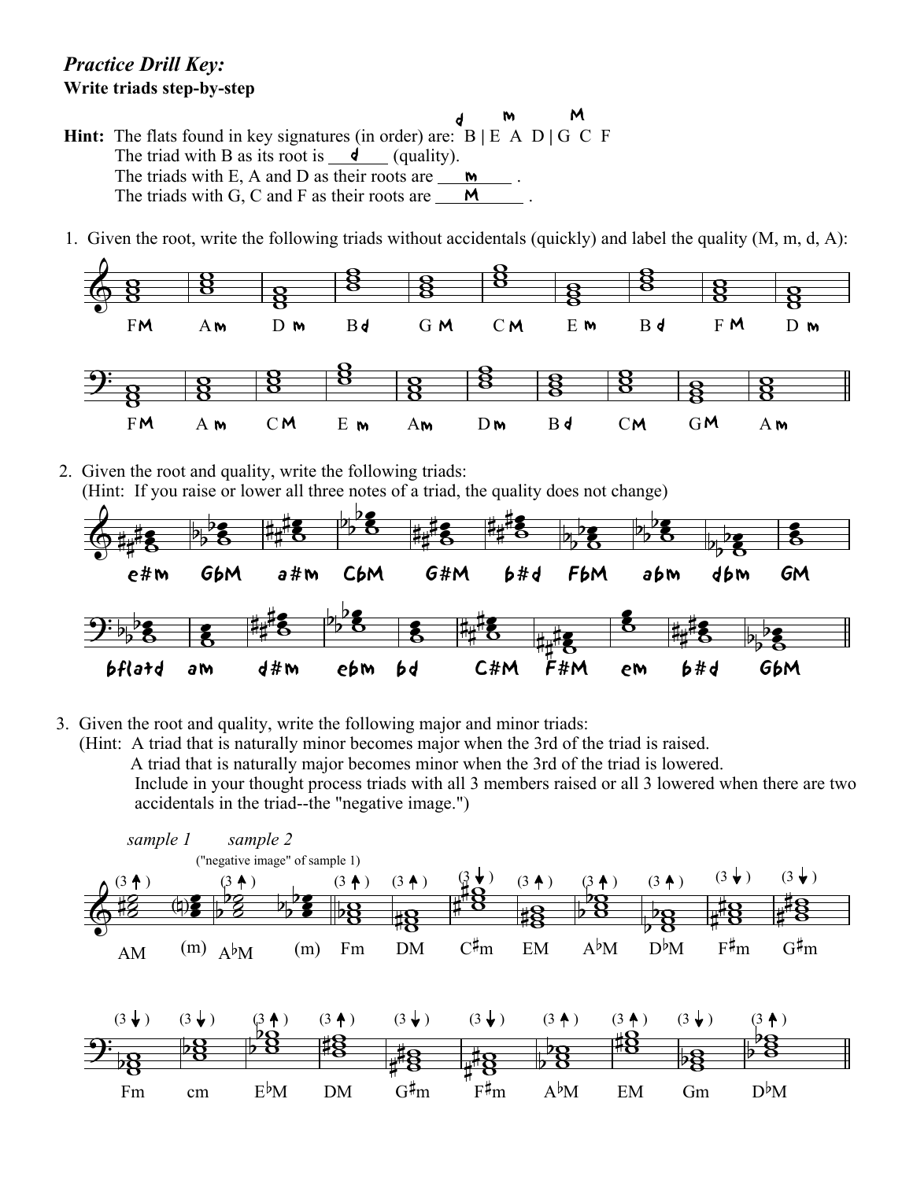# *Practice Drill Key:*

**Write triads step-by-step**

**Hint:** The flats found in key signatures (in order) are: B | E A D | G C F (d | m | M)

The triad with B as its root is d (quality).

The triads with E, A and D as their roots are m .

The triads with G, C and F as their roots are M .

1. Given the root, write the following triads without accidentals (quickly) and label the quality (M, m, d, A):

FM  Am  Dm  Bd  GM  CM  Em  Bd  FM  Dm

FM  Am  CM  Em  Am  Dm  Bd  CM  GM  Am

2. Given the root and quality, write the following triads:
   (Hint: If you raise or lower all three notes of a triad, the quality does not change)

e#m  GbM  a#m  CbM  G#M  b#d  FbM  abm  dbm  GM

bflatd  am  d#m  ebm  bd  C#M  F#M  em  b#d  GbM

3. Given the root and quality, write the following major and minor triads:
   (Hint: A triad that is naturally minor becomes major when the 3rd of the triad is raised.
   A triad that is naturally major becomes minor when the 3rd of the triad is lowered.
   Include in your thought process triads with all 3 members raised or all 3 lowered when there are two accidentals in the triad--the "negative image.")

*sample 1*  *sample 2* ("negative image" of sample 1)

(3 ↑) AM (m)  (3 ↑) A♭M (m)  (3 ↑) Fm  (3 ↑) DM  (3 ↓) C♯m  (3 ↑) EM  (3 ↑) A♭M  (3 ↑) D♭M  (3 ↓) F♯m  (3 ↓) G♯m

(3 ↓) Fm  (3 ↓) cm  (3 ↑) E♭M  (3 ↑) DM  (3 ↓) G♯m  (3 ↓) F♯m  (3 ↑) A♭M  (3 ↑) EM  (3 ↓) Gm  (3 ↑) D♭M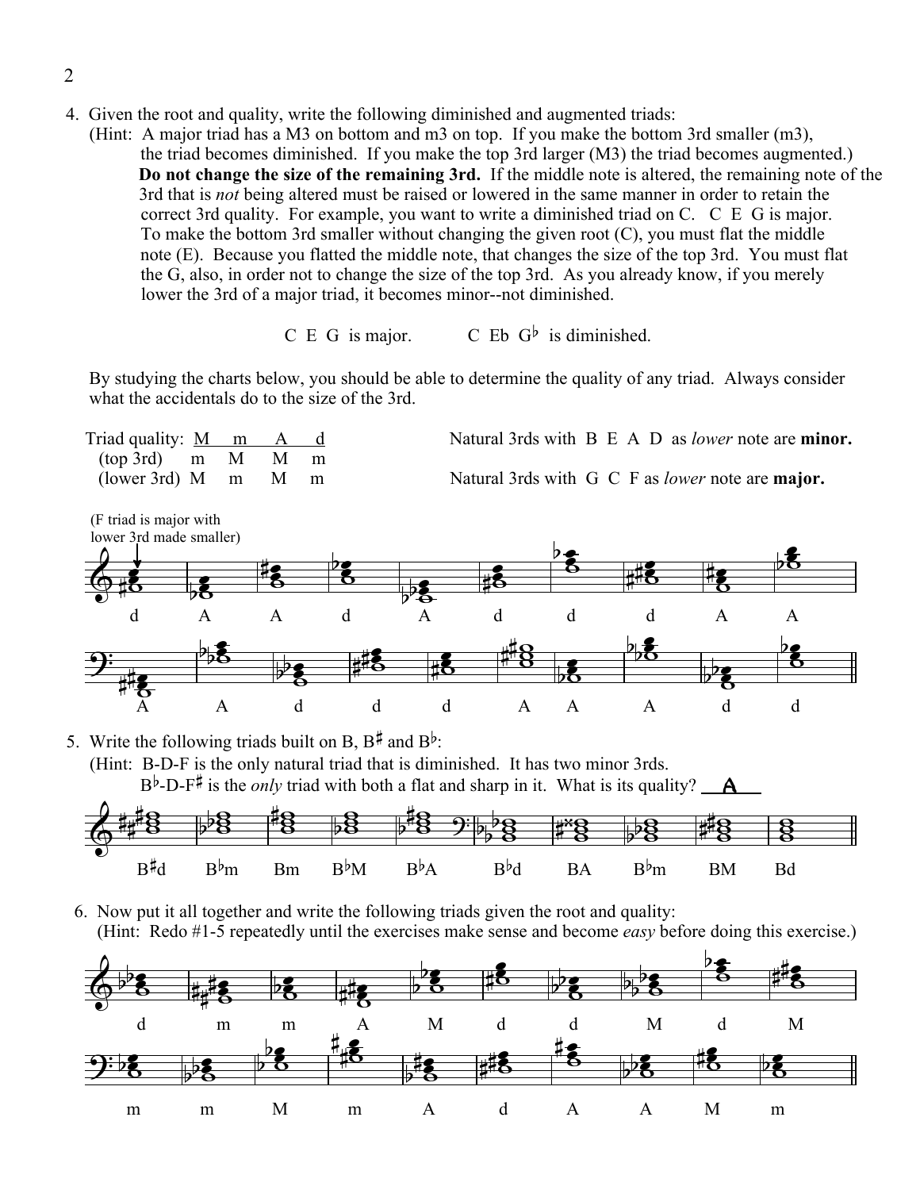4. Given the root and quality, write the following diminished and augmented triads:
   (Hint: A major triad has a M3 on bottom and m3 on top. If you make the bottom 3rd smaller (m3), the triad becomes diminished. If you make the top 3rd larger (M3) the triad becomes augmented.) **Do not change the size of the remaining 3rd.** If the middle note is altered, the remaining note of the 3rd that is *not* being altered must be raised or lowered in the same manner in order to retain the correct 3rd quality. For example, you want to write a diminished triad on C. C E G is major. To make the bottom 3rd smaller without changing the given root (C), you must flat the middle note (E). Because you flatted the middle note, that changes the size of the top 3rd. You must flat the G, also, in order not to change the size of the top 3rd. As you already know, if you merely lower the 3rd of a major triad, it becomes minor--not diminished.

   C E G is major. C Eb G♭ is diminished.

   By studying the charts below, you should be able to determine the quality of any triad. Always consider what the accidentals do to the size of the 3rd.

| Triad quality: | M | m | A | d |
|---|---|---|---|---|
| (top 3rd) | m | M | M | m |
| (lower 3rd) | M | m | M | m |

Natural 3rds with B E A D as *lower* note are **minor.**

Natural 3rds with G C F as *lower* note are **major.**

(F triad is major with lower 3rd made smaller)

d A A d A d d d A A

A A d d d A A A d d

5. Write the following triads built on B, B♯ and B♭:
   (Hint: B-D-F is the only natural triad that is diminished. It has two minor 3rds. B♭-D-F♯ is the *only* triad with both a flat and sharp in it. What is its quality? A

B♯d B♭m Bm B♭M B♭A B♭d BA B♭m BM Bd

6. Now put it all together and write the following triads given the root and quality:
   (Hint: Redo #1-5 repeatedly until the exercises make sense and become *easy* before doing this exercise.)

d m m A M d d M d M

m m M m A d A A M m